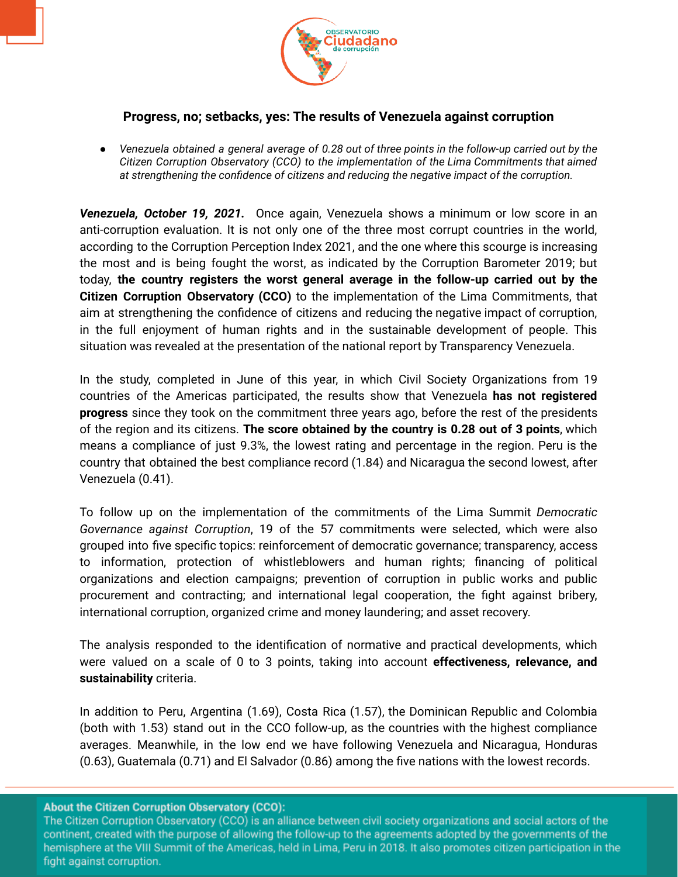## Progress, no; setbacks, yes: The results of Venezuela against corruption

- *Venezuela obtained a general average of 0.28 out of three points in the follow-up carried out by the Citizen Corruption Observatory (CCO) to the implementation of the Lima Commitments that aimed at strengthening the confidence of citizens and reducing the negative impact of the corruption.*

***Venezuela, October 19, 2021.*** Once again, Venezuela shows a minimum or low score in an anti-corruption evaluation. It is not only one of the three most corrupt countries in the world, according to the Corruption Perception Index 2021, and the one where this scourge is increasing the most and is being fought the worst, as indicated by the Corruption Barometer 2019; but today, **the country registers the worst general average in the follow-up carried out by the Citizen Corruption Observatory (CCO)** to the implementation of the Lima Commitments, that aim at strengthening the confidence of citizens and reducing the negative impact of corruption, in the full enjoyment of human rights and in the sustainable development of people. This situation was revealed at the presentation of the national report by Transparency Venezuela.

In the study, completed in June of this year, in which Civil Society Organizations from 19 countries of the Americas participated, the results show that Venezuela **has not registered progress** since they took on the commitment three years ago, before the rest of the presidents of the region and its citizens. **The score obtained by the country is 0.28 out of 3 points**, which means a compliance of just 9.3%, the lowest rating and percentage in the region. Peru is the country that obtained the best compliance record (1.84) and Nicaragua the second lowest, after Venezuela (0.41).

To follow up on the implementation of the commitments of the Lima Summit *Democratic Governance against Corruption*, 19 of the 57 commitments were selected, which were also grouped into five specific topics: reinforcement of democratic governance; transparency, access to information, protection of whistleblowers and human rights; financing of political organizations and election campaigns; prevention of corruption in public works and public procurement and contracting; and international legal cooperation, the fight against bribery, international corruption, organized crime and money laundering; and asset recovery.

The analysis responded to the identification of normative and practical developments, which were valued on a scale of 0 to 3 points, taking into account **effectiveness, relevance, and sustainability** criteria.

In addition to Peru, Argentina (1.69), Costa Rica (1.57), the Dominican Republic and Colombia (both with 1.53) stand out in the CCO follow-up, as the countries with the highest compliance averages. Meanwhile, in the low end we have following Venezuela and Nicaragua, Honduras (0.63), Guatemala (0.71) and El Salvador (0.86) among the five nations with the lowest records.

---

**About the Citizen Corruption Observatory (CCO):**
The Citizen Corruption Observatory (CCO) is an alliance between civil society organizations and social actors of the continent, created with the purpose of allowing the follow-up to the agreements adopted by the governments of the hemisphere at the VIII Summit of the Americas, held in Lima, Peru in 2018. It also promotes citizen participation in the fight against corruption.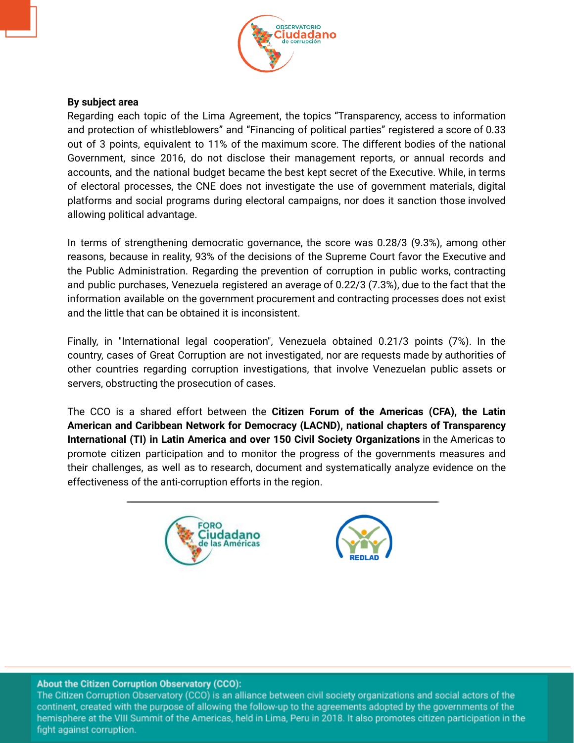**By subject area**

Regarding each topic of the Lima Agreement, the topics “Transparency, access to information and protection of whistleblowers” and “Financing of political parties” registered a score of 0.33 out of 3 points, equivalent to 11% of the maximum score. The different bodies of the national Government, since 2016, do not disclose their management reports, or annual records and accounts, and the national budget became the best kept secret of the Executive. While, in terms of electoral processes, the CNE does not investigate the use of government materials, digital platforms and social programs during electoral campaigns, nor does it sanction those involved allowing political advantage.

In terms of strengthening democratic governance, the score was 0.28/3 (9.3%), among other reasons, because in reality, 93% of the decisions of the Supreme Court favor the Executive and the Public Administration. Regarding the prevention of corruption in public works, contracting and public purchases, Venezuela registered an average of 0.22/3 (7.3%), due to the fact that the information available on the government procurement and contracting processes does not exist and the little that can be obtained it is inconsistent.

Finally, in "International legal cooperation", Venezuela obtained 0.21/3 points (7%). In the country, cases of Great Corruption are not investigated, nor are requests made by authorities of other countries regarding corruption investigations, that involve Venezuelan public assets or servers, obstructing the prosecution of cases.

The CCO is a shared effort between the **Citizen Forum of the Americas (CFA), the Latin American and Caribbean Network for Democracy (LACND), national chapters of Transparency International (TI) in Latin America and over 150 Civil Society Organizations** in the Americas to promote citizen participation and to monitor the progress of the governments measures and their challenges, as well as to research, document and systematically analyze evidence on the effectiveness of the anti-corruption efforts in the region.

**About the Citizen Corruption Observatory (CCO):**
The Citizen Corruption Observatory (CCO) is an alliance between civil society organizations and social actors of the continent, created with the purpose of allowing the follow-up to the agreements adopted by the governments of the hemisphere at the VIII Summit of the Americas, held in Lima, Peru in 2018. It also promotes citizen participation in the fight against corruption.